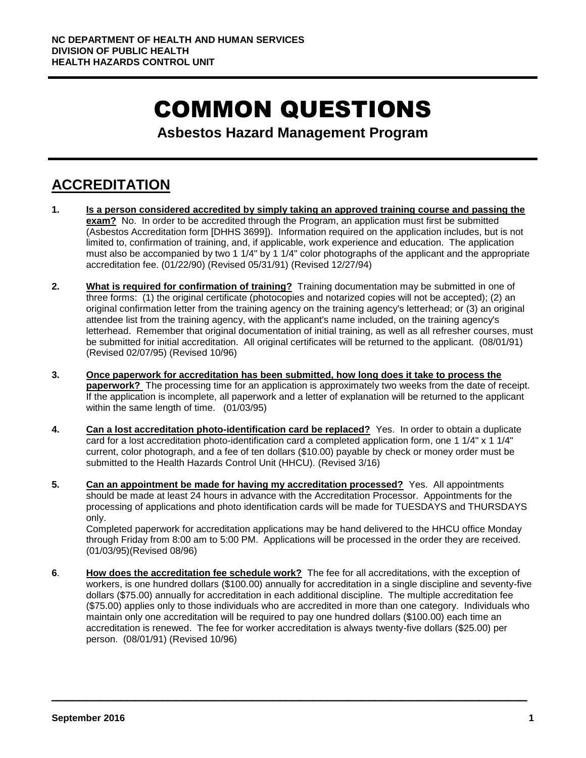NC DEPARTMENT OF HEALTH AND HUMAN SERVICES
DIVISION OF PUBLIC HEALTH
HEALTH HAZARDS CONTROL UNIT

# COMMON QUESTIONS

## Asbestos Hazard Management Program

## ACCREDITATION

1. **Is a person considered accredited by simply taking an approved training course and passing the exam?** No. In order to be accredited through the Program, an application must first be submitted (Asbestos Accreditation form [DHHS 3699]). Information required on the application includes, but is not limited to, confirmation of training, and, if applicable, work experience and education. The application must also be accompanied by two 1 1/4" by 1 1/4" color photographs of the applicant and the appropriate accreditation fee. (01/22/90) (Revised 05/31/91) (Revised 12/27/94)

2. **What is required for confirmation of training?** Training documentation may be submitted in one of three forms: (1) the original certificate (photocopies and notarized copies will not be accepted); (2) an original confirmation letter from the training agency on the training agency's letterhead; or (3) an original attendee list from the training agency, with the applicant's name included, on the training agency's letterhead. Remember that original documentation of initial training, as well as all refresher courses, must be submitted for initial accreditation. All original certificates will be returned to the applicant. (08/01/91) (Revised 02/07/95) (Revised 10/96)

3. **Once paperwork for accreditation has been submitted, how long does it take to process the paperwork?** The processing time for an application is approximately two weeks from the date of receipt. If the application is incomplete, all paperwork and a letter of explanation will be returned to the applicant within the same length of time. (01/03/95)

4. **Can a lost accreditation photo-identification card be replaced?** Yes. In order to obtain a duplicate card for a lost accreditation photo-identification card a completed application form, one 1 1/4" x 1 1/4" current, color photograph, and a fee of ten dollars ($10.00) payable by check or money order must be submitted to the Health Hazards Control Unit (HHCU). (Revised 3/16)

5. **Can an appointment be made for having my accreditation processed?** Yes. All appointments should be made at least 24 hours in advance with the Accreditation Processor. Appointments for the processing of applications and photo identification cards will be made for TUESDAYS and THURSDAYS only.
   Completed paperwork for accreditation applications may be hand delivered to the HHCU office Monday through Friday from 8:00 am to 5:00 PM. Applications will be processed in the order they are received. (01/03/95)(Revised 08/96)

6. **How does the accreditation fee schedule work?** The fee for all accreditations, with the exception of workers, is one hundred dollars ($100.00) annually for accreditation in a single discipline and seventy-five dollars ($75.00) annually for accreditation in each additional discipline. The multiple accreditation fee ($75.00) applies only to those individuals who are accredited in more than one category. Individuals who maintain only one accreditation will be required to pay one hundred dollars ($100.00) each time an accreditation is renewed. The fee for worker accreditation is always twenty-five dollars ($25.00) per person. (08/01/91) (Revised 10/96)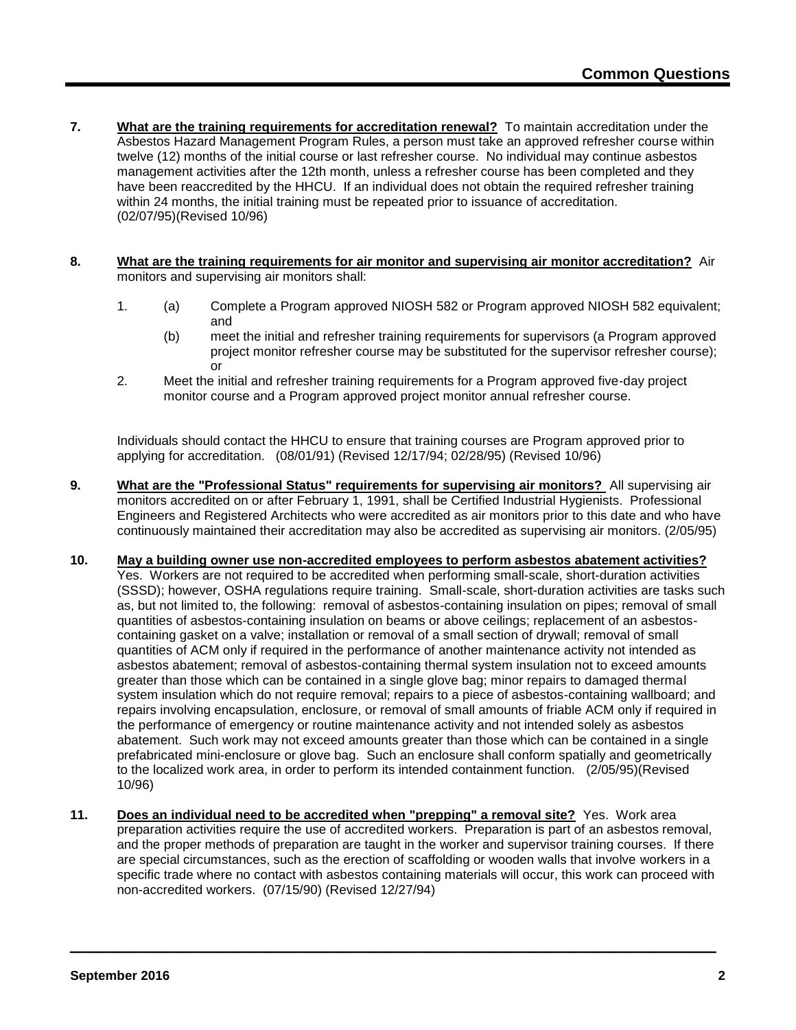**7. What are the training requirements for accreditation renewal?** To maintain accreditation under the Asbestos Hazard Management Program Rules, a person must take an approved refresher course within twelve (12) months of the initial course or last refresher course. No individual may continue asbestos management activities after the 12th month, unless a refresher course has been completed and they have been reaccredited by the HHCU. If an individual does not obtain the required refresher training within 24 months, the initial training must be repeated prior to issuance of accreditation. (02/07/95)(Revised 10/96)

**8. What are the training requirements for air monitor and supervising air monitor accreditation?** Air monitors and supervising air monitors shall:

1. (a) Complete a Program approved NIOSH 582 or Program approved NIOSH 582 equivalent; and

   (b) meet the initial and refresher training requirements for supervisors (a Program approved project monitor refresher course may be substituted for the supervisor refresher course); or

2. Meet the initial and refresher training requirements for a Program approved five-day project monitor course and a Program approved project monitor annual refresher course.

Individuals should contact the HHCU to ensure that training courses are Program approved prior to applying for accreditation. (08/01/91) (Revised 12/17/94; 02/28/95) (Revised 10/96)

**9. What are the "Professional Status" requirements for supervising air monitors?** All supervising air monitors accredited on or after February 1, 1991, shall be Certified Industrial Hygienists. Professional Engineers and Registered Architects who were accredited as air monitors prior to this date and who have continuously maintained their accreditation may also be accredited as supervising air monitors. (2/05/95)

**10. May a building owner use non-accredited employees to perform asbestos abatement activities?** Yes. Workers are not required to be accredited when performing small-scale, short-duration activities (SSSD); however, OSHA regulations require training. Small-scale, short-duration activities are tasks such as, but not limited to, the following: removal of asbestos-containing insulation on pipes; removal of small quantities of asbestos-containing insulation on beams or above ceilings; replacement of an asbestos-containing gasket on a valve; installation or removal of a small section of drywall; removal of small quantities of ACM only if required in the performance of another maintenance activity not intended as asbestos abatement; removal of asbestos-containing thermal system insulation not to exceed amounts greater than those which can be contained in a single glove bag; minor repairs to damaged thermal system insulation which do not require removal; repairs to a piece of asbestos-containing wallboard; and repairs involving encapsulation, enclosure, or removal of small amounts of friable ACM only if required in the performance of emergency or routine maintenance activity and not intended solely as asbestos abatement. Such work may not exceed amounts greater than those which can be contained in a single prefabricated mini-enclosure or glove bag. Such an enclosure shall conform spatially and geometrically to the localized work area, in order to perform its intended containment function. (2/05/95)(Revised 10/96)

**11. Does an individual need to be accredited when "prepping" a removal site?** Yes. Work area preparation activities require the use of accredited workers. Preparation is part of an asbestos removal, and the proper methods of preparation are taught in the worker and supervisor training courses. If there are special circumstances, such as the erection of scaffolding or wooden walls that involve workers in a specific trade where no contact with asbestos containing materials will occur, this work can proceed with non-accredited workers. (07/15/90) (Revised 12/27/94)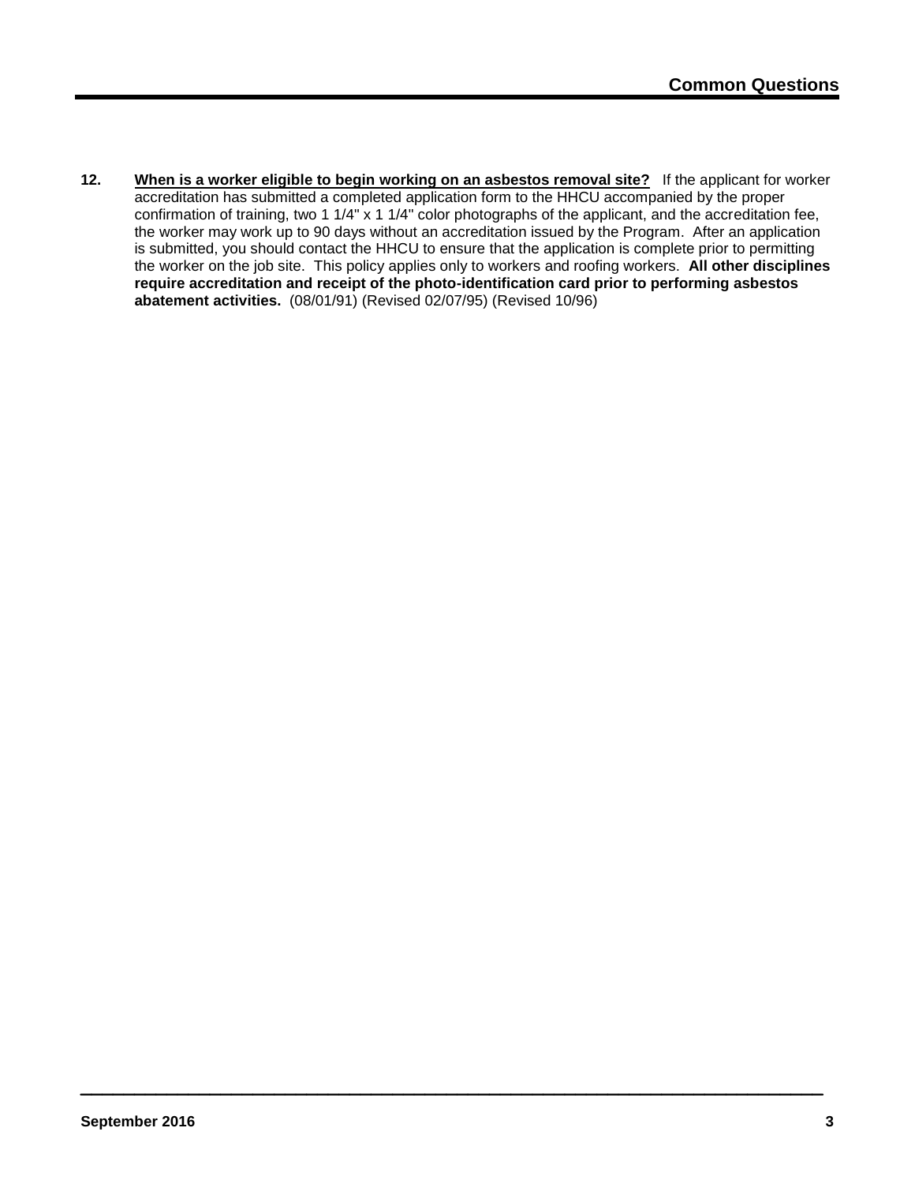12. **When is a worker eligible to begin working on an asbestos removal site?** If the applicant for worker accreditation has submitted a completed application form to the HHCU accompanied by the proper confirmation of training, two 1 1/4" x 1 1/4" color photographs of the applicant, and the accreditation fee, the worker may work up to 90 days without an accreditation issued by the Program. After an application is submitted, you should contact the HHCU to ensure that the application is complete prior to permitting the worker on the job site. This policy applies only to workers and roofing workers. **All other disciplines require accreditation and receipt of the photo-identification card prior to performing asbestos abatement activities.** (08/01/91) (Revised 02/07/95) (Revised 10/96)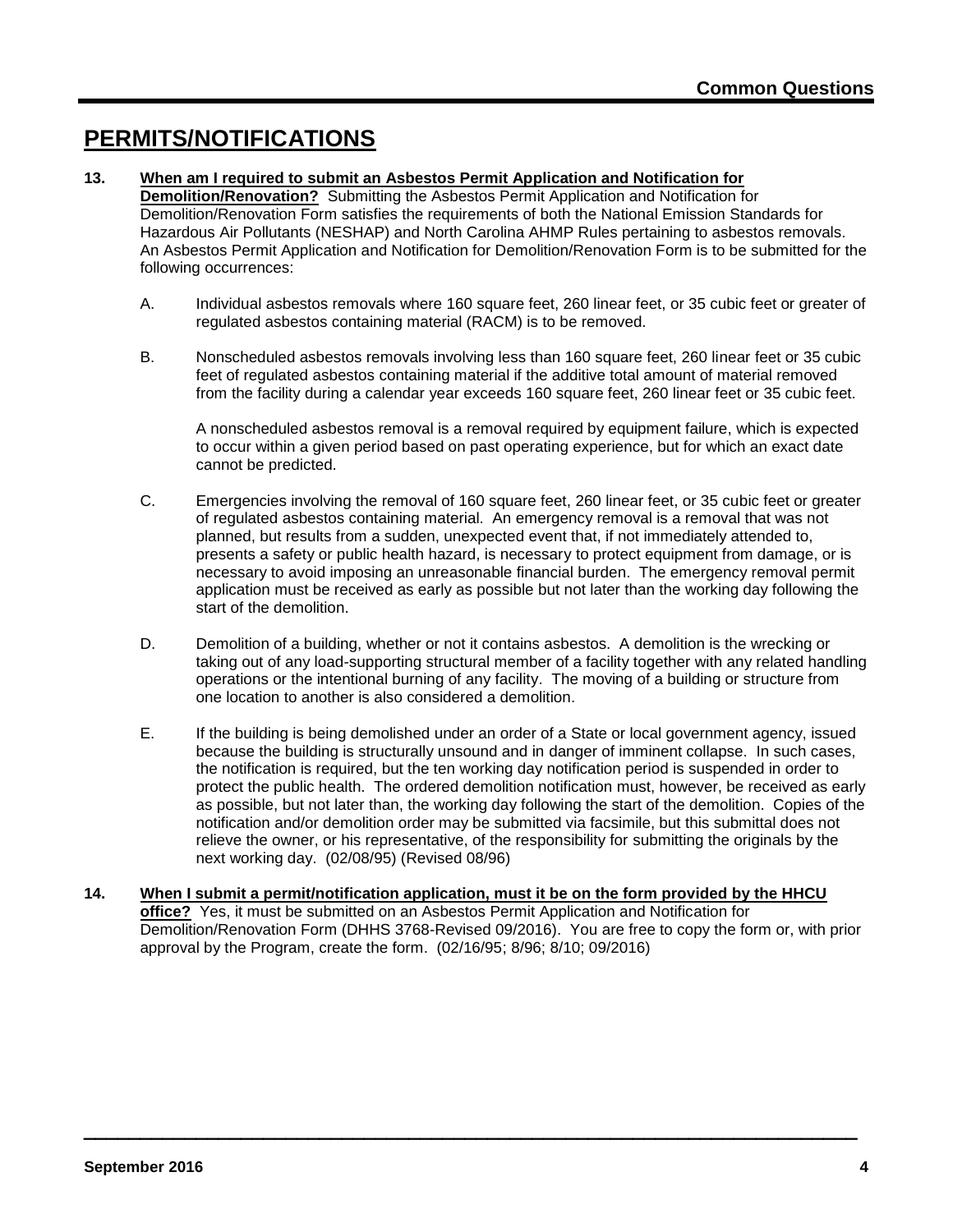# PERMITS/NOTIFICATIONS

**13. <u>When am I required to submit an Asbestos Permit Application and Notification for Demolition/Renovation?</u>** Submitting the Asbestos Permit Application and Notification for Demolition/Renovation Form satisfies the requirements of both the National Emission Standards for Hazardous Air Pollutants (NESHAP) and North Carolina AHMP Rules pertaining to asbestos removals. An Asbestos Permit Application and Notification for Demolition/Renovation Form is to be submitted for the following occurrences:

A. Individual asbestos removals where 160 square feet, 260 linear feet, or 35 cubic feet or greater of regulated asbestos containing material (RACM) is to be removed.

B. Nonscheduled asbestos removals involving less than 160 square feet, 260 linear feet or 35 cubic feet of regulated asbestos containing material if the additive total amount of material removed from the facility during a calendar year exceeds 160 square feet, 260 linear feet or 35 cubic feet.

A nonscheduled asbestos removal is a removal required by equipment failure, which is expected to occur within a given period based on past operating experience, but for which an exact date cannot be predicted.

C. Emergencies involving the removal of 160 square feet, 260 linear feet, or 35 cubic feet or greater of regulated asbestos containing material. An emergency removal is a removal that was not planned, but results from a sudden, unexpected event that, if not immediately attended to, presents a safety or public health hazard, is necessary to protect equipment from damage, or is necessary to avoid imposing an unreasonable financial burden. The emergency removal permit application must be received as early as possible but not later than the working day following the start of the demolition.

D. Demolition of a building, whether or not it contains asbestos. A demolition is the wrecking or taking out of any load-supporting structural member of a facility together with any related handling operations or the intentional burning of any facility. The moving of a building or structure from one location to another is also considered a demolition.

E. If the building is being demolished under an order of a State or local government agency, issued because the building is structurally unsound and in danger of imminent collapse. In such cases, the notification is required, but the ten working day notification period is suspended in order to protect the public health. The ordered demolition notification must, however, be received as early as possible, but not later than, the working day following the start of the demolition. Copies of the notification and/or demolition order may be submitted via facsimile, but this submittal does not relieve the owner, or his representative, of the responsibility for submitting the originals by the next working day. (02/08/95) (Revised 08/96)

**14. <u>When I submit a permit/notification application, must it be on the form provided by the HHCU office?</u>** Yes, it must be submitted on an Asbestos Permit Application and Notification for Demolition/Renovation Form (DHHS 3768-Revised 09/2016). You are free to copy the form or, with prior approval by the Program, create the form. (02/16/95; 8/96; 8/10; 09/2016)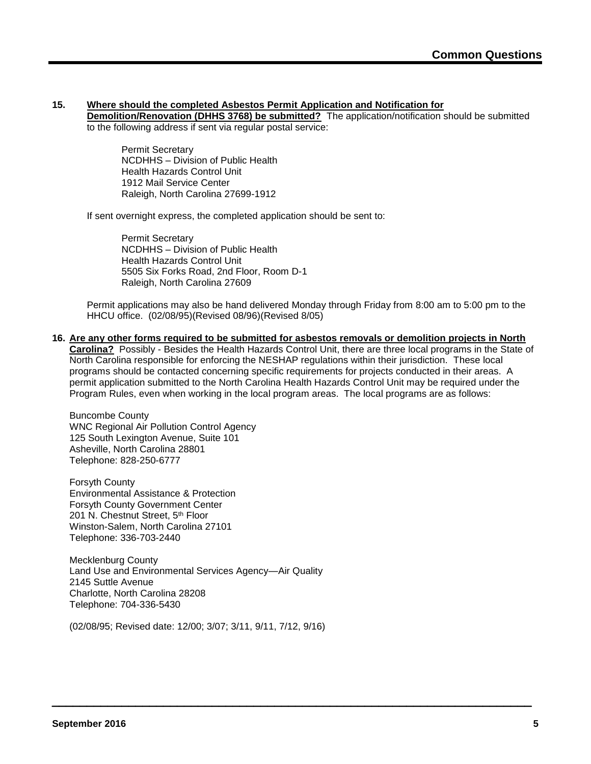**15. Where should the completed Asbestos Permit Application and Notification for Demolition/Renovation (DHHS 3768) be submitted?** The application/notification should be submitted to the following address if sent via regular postal service:

> Permit Secretary
> NCDHHS – Division of Public Health
> Health Hazards Control Unit
> 1912 Mail Service Center
> Raleigh, North Carolina 27699-1912

If sent overnight express, the completed application should be sent to:

> Permit Secretary
> NCDHHS – Division of Public Health
> Health Hazards Control Unit
> 5505 Six Forks Road, 2nd Floor, Room D-1
> Raleigh, North Carolina 27609

Permit applications may also be hand delivered Monday through Friday from 8:00 am to 5:00 pm to the HHCU office. (02/08/95)(Revised 08/96)(Revised 8/05)

**16. Are any other forms required to be submitted for asbestos removals or demolition projects in North Carolina?** Possibly - Besides the Health Hazards Control Unit, there are three local programs in the State of North Carolina responsible for enforcing the NESHAP regulations within their jurisdiction. These local programs should be contacted concerning specific requirements for projects conducted in their areas. A permit application submitted to the North Carolina Health Hazards Control Unit may be required under the Program Rules, even when working in the local program areas. The local programs are as follows:

Buncombe County
WNC Regional Air Pollution Control Agency
125 South Lexington Avenue, Suite 101
Asheville, North Carolina 28801
Telephone: 828-250-6777

Forsyth County
Environmental Assistance & Protection
Forsyth County Government Center
201 N. Chestnut Street, 5th Floor
Winston-Salem, North Carolina 27101
Telephone: 336-703-2440

Mecklenburg County
Land Use and Environmental Services Agency—Air Quality
2145 Suttle Avenue
Charlotte, North Carolina 28208
Telephone: 704-336-5430

(02/08/95; Revised date: 12/00; 3/07; 3/11, 9/11, 7/12, 9/16)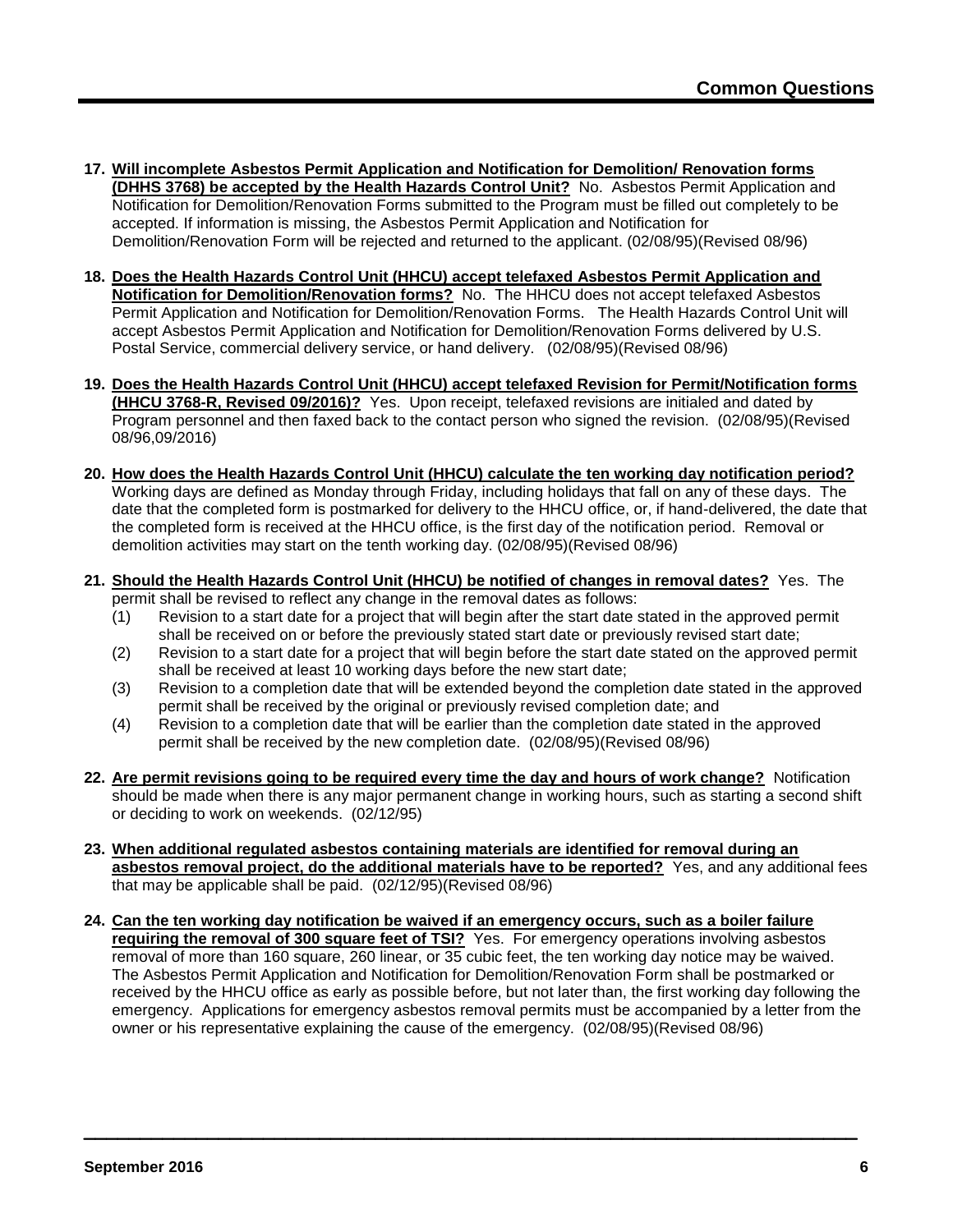17. **Will incomplete Asbestos Permit Application and Notification for Demolition/ Renovation forms (DHHS 3768) be accepted by the Health Hazards Control Unit?** No. Asbestos Permit Application and Notification for Demolition/Renovation Forms submitted to the Program must be filled out completely to be accepted. If information is missing, the Asbestos Permit Application and Notification for Demolition/Renovation Form will be rejected and returned to the applicant. (02/08/95)(Revised 08/96)

18. **Does the Health Hazards Control Unit (HHCU) accept telefaxed Asbestos Permit Application and Notification for Demolition/Renovation forms?** No. The HHCU does not accept telefaxed Asbestos Permit Application and Notification for Demolition/Renovation Forms. The Health Hazards Control Unit will accept Asbestos Permit Application and Notification for Demolition/Renovation Forms delivered by U.S. Postal Service, commercial delivery service, or hand delivery. (02/08/95)(Revised 08/96)

19. **Does the Health Hazards Control Unit (HHCU) accept telefaxed Revision for Permit/Notification forms (HHCU 3768-R, Revised 09/2016)?** Yes. Upon receipt, telefaxed revisions are initialed and dated by Program personnel and then faxed back to the contact person who signed the revision. (02/08/95)(Revised 08/96,09/2016)

20. **How does the Health Hazards Control Unit (HHCU) calculate the ten working day notification period?** Working days are defined as Monday through Friday, including holidays that fall on any of these days. The date that the completed form is postmarked for delivery to the HHCU office, or, if hand-delivered, the date that the completed form is received at the HHCU office, is the first day of the notification period. Removal or demolition activities may start on the tenth working day. (02/08/95)(Revised 08/96)

21. **Should the Health Hazards Control Unit (HHCU) be notified of changes in removal dates?** Yes. The permit shall be revised to reflect any change in the removal dates as follows:
    (1) Revision to a start date for a project that will begin after the start date stated in the approved permit shall be received on or before the previously stated start date or previously revised start date;
    (2) Revision to a start date for a project that will begin before the start date stated on the approved permit shall be received at least 10 working days before the new start date;
    (3) Revision to a completion date that will be extended beyond the completion date stated in the approved permit shall be received by the original or previously revised completion date; and
    (4) Revision to a completion date that will be earlier than the completion date stated in the approved permit shall be received by the new completion date. (02/08/95)(Revised 08/96)

22. **Are permit revisions going to be required every time the day and hours of work change?** Notification should be made when there is any major permanent change in working hours, such as starting a second shift or deciding to work on weekends. (02/12/95)

23. **When additional regulated asbestos containing materials are identified for removal during an asbestos removal project, do the additional materials have to be reported?** Yes, and any additional fees that may be applicable shall be paid. (02/12/95)(Revised 08/96)

24. **Can the ten working day notification be waived if an emergency occurs, such as a boiler failure requiring the removal of 300 square feet of TSI?** Yes. For emergency operations involving asbestos removal of more than 160 square, 260 linear, or 35 cubic feet, the ten working day notice may be waived. The Asbestos Permit Application and Notification for Demolition/Renovation Form shall be postmarked or received by the HHCU office as early as possible before, but not later than, the first working day following the emergency. Applications for emergency asbestos removal permits must be accompanied by a letter from the owner or his representative explaining the cause of the emergency. (02/08/95)(Revised 08/96)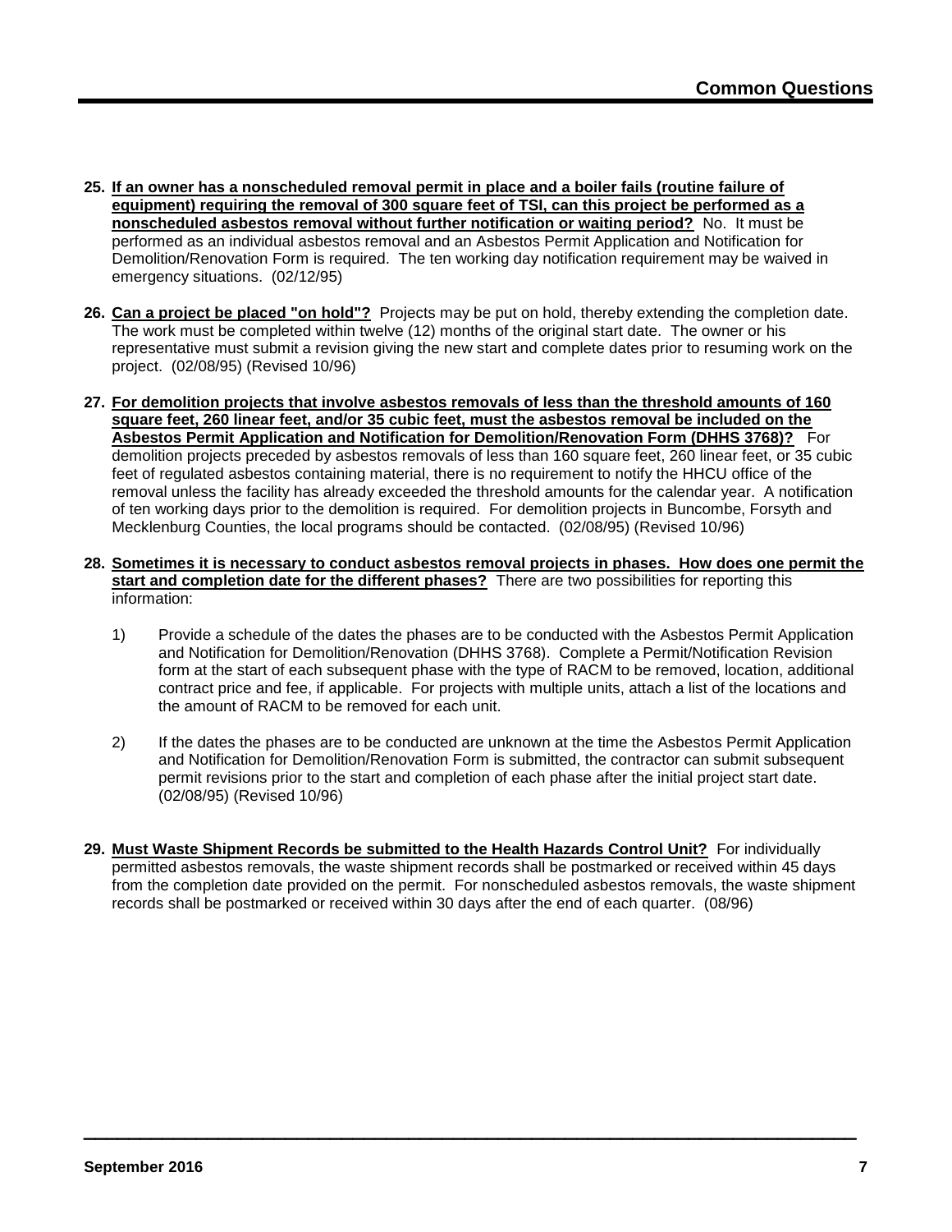25. **If an owner has a nonscheduled removal permit in place and a boiler fails (routine failure of equipment) requiring the removal of 300 square feet of TSI, can this project be performed as a nonscheduled asbestos removal without further notification or waiting period?** No. It must be performed as an individual asbestos removal and an Asbestos Permit Application and Notification for Demolition/Renovation Form is required. The ten working day notification requirement may be waived in emergency situations. (02/12/95)

26. **Can a project be placed "on hold"?** Projects may be put on hold, thereby extending the completion date. The work must be completed within twelve (12) months of the original start date. The owner or his representative must submit a revision giving the new start and complete dates prior to resuming work on the project. (02/08/95) (Revised 10/96)

27. **For demolition projects that involve asbestos removals of less than the threshold amounts of 160 square feet, 260 linear feet, and/or 35 cubic feet, must the asbestos removal be included on the Asbestos Permit Application and Notification for Demolition/Renovation Form (DHHS 3768)?** For demolition projects preceded by asbestos removals of less than 160 square feet, 260 linear feet, or 35 cubic feet of regulated asbestos containing material, there is no requirement to notify the HHCU office of the removal unless the facility has already exceeded the threshold amounts for the calendar year. A notification of ten working days prior to the demolition is required. For demolition projects in Buncombe, Forsyth and Mecklenburg Counties, the local programs should be contacted. (02/08/95) (Revised 10/96)

28. **Sometimes it is necessary to conduct asbestos removal projects in phases. How does one permit the start and completion date for the different phases?** There are two possibilities for reporting this information:

    1) Provide a schedule of the dates the phases are to be conducted with the Asbestos Permit Application and Notification for Demolition/Renovation (DHHS 3768). Complete a Permit/Notification Revision form at the start of each subsequent phase with the type of RACM to be removed, location, additional contract price and fee, if applicable. For projects with multiple units, attach a list of the locations and the amount of RACM to be removed for each unit.

    2) If the dates the phases are to be conducted are unknown at the time the Asbestos Permit Application and Notification for Demolition/Renovation Form is submitted, the contractor can submit subsequent permit revisions prior to the start and completion of each phase after the initial project start date. (02/08/95) (Revised 10/96)

29. **Must Waste Shipment Records be submitted to the Health Hazards Control Unit?** For individually permitted asbestos removals, the waste shipment records shall be postmarked or received within 45 days from the completion date provided on the permit. For nonscheduled asbestos removals, the waste shipment records shall be postmarked or received within 30 days after the end of each quarter. (08/96)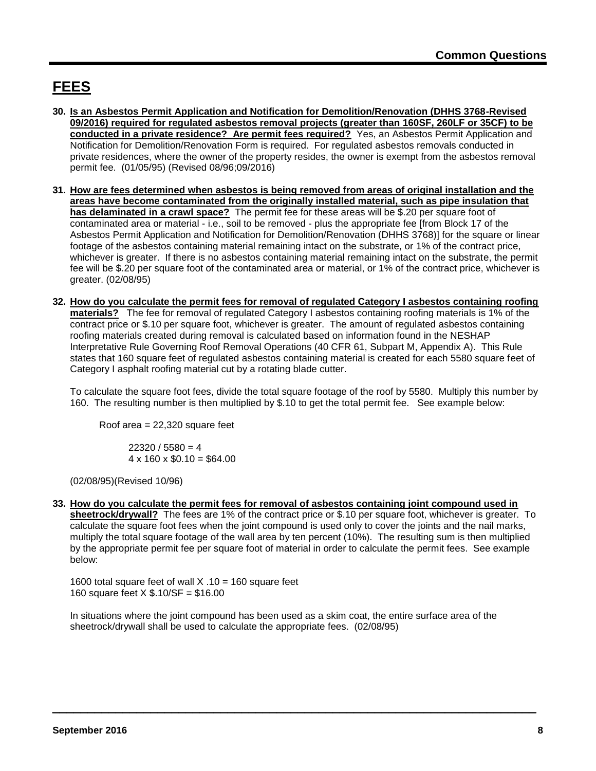## FEES

30. **Is an Asbestos Permit Application and Notification for Demolition/Renovation (DHHS 3768-Revised 09/2016) required for regulated asbestos removal projects (greater than 160SF, 260LF or 35CF) to be conducted in a private residence? Are permit fees required?** Yes, an Asbestos Permit Application and Notification for Demolition/Renovation Form is required. For regulated asbestos removals conducted in private residences, where the owner of the property resides, the owner is exempt from the asbestos removal permit fee. (01/05/95) (Revised 08/96;09/2016)

31. **How are fees determined when asbestos is being removed from areas of original installation and the areas have become contaminated from the originally installed material, such as pipe insulation that has delaminated in a crawl space?** The permit fee for these areas will be $.20 per square foot of contaminated area or material - i.e., soil to be removed - plus the appropriate fee [from Block 17 of the Asbestos Permit Application and Notification for Demolition/Renovation (DHHS 3768)] for the square or linear footage of the asbestos containing material remaining intact on the substrate, or 1% of the contract price, whichever is greater. If there is no asbestos containing material remaining intact on the substrate, the permit fee will be $.20 per square foot of the contaminated area or material, or 1% of the contract price, whichever is greater. (02/08/95)

32. **How do you calculate the permit fees for removal of regulated Category I asbestos containing roofing materials?** The fee for removal of regulated Category I asbestos containing roofing materials is 1% of the contract price or $.10 per square foot, whichever is greater. The amount of regulated asbestos containing roofing materials created during removal is calculated based on information found in the NESHAP Interpretative Rule Governing Roof Removal Operations (40 CFR 61, Subpart M, Appendix A). This Rule states that 160 square feet of regulated asbestos containing material is created for each 5580 square feet of Category I asphalt roofing material cut by a rotating blade cutter.

    To calculate the square foot fees, divide the total square footage of the roof by 5580. Multiply this number by 160. The resulting number is then multiplied by $.10 to get the total permit fee. See example below:

    Roof area = 22,320 square feet

    22320 / 5580 = 4
    4 x 160 x $0.10 = $64.00

    (02/08/95)(Revised 10/96)

33. **How do you calculate the permit fees for removal of asbestos containing joint compound used in sheetrock/drywall?** The fees are 1% of the contract price or $.10 per square foot, whichever is greater. To calculate the square foot fees when the joint compound is used only to cover the joints and the nail marks, multiply the total square footage of the wall area by ten percent (10%). The resulting sum is then multiplied by the appropriate permit fee per square foot of material in order to calculate the permit fees. See example below:

    1600 total square feet of wall X .10 = 160 square feet
    160 square feet X $.10/SF = $16.00

    In situations where the joint compound has been used as a skim coat, the entire surface area of the sheetrock/drywall shall be used to calculate the appropriate fees. (02/08/95)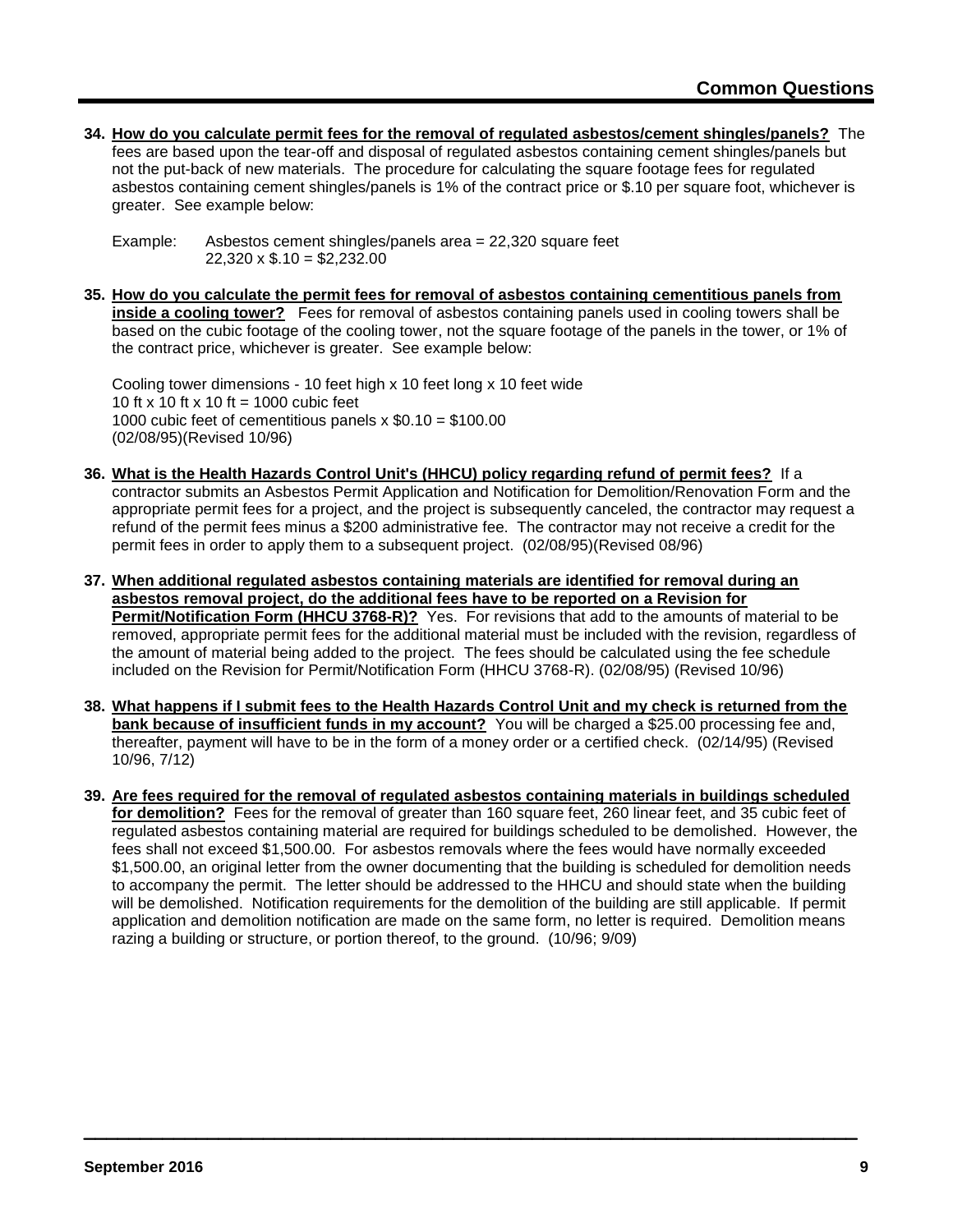## Common Questions

**34. <u>How do you calculate permit fees for the removal of regulated asbestos/cement shingles/panels?</u>** The fees are based upon the tear-off and disposal of regulated asbestos containing cement shingles/panels but not the put-back of new materials. The procedure for calculating the square footage fees for regulated asbestos containing cement shingles/panels is 1% of the contract price or $.10 per square foot, whichever is greater. See example below:

Example: Asbestos cement shingles/panels area = 22,320 square feet
22,320 x $.10 = $2,232.00

**35. <u>How do you calculate the permit fees for removal of asbestos containing cementitious panels from inside a cooling tower?</u>** Fees for removal of asbestos containing panels used in cooling towers shall be based on the cubic footage of the cooling tower, not the square footage of the panels in the tower, or 1% of the contract price, whichever is greater. See example below:

Cooling tower dimensions - 10 feet high x 10 feet long x 10 feet wide
10 ft x 10 ft x 10 ft = 1000 cubic feet
1000 cubic feet of cementitious panels x $0.10 = $100.00
(02/08/95)(Revised 10/96)

**36. <u>What is the Health Hazards Control Unit's (HHCU) policy regarding refund of permit fees?</u>** If a contractor submits an Asbestos Permit Application and Notification for Demolition/Renovation Form and the appropriate permit fees for a project, and the project is subsequently canceled, the contractor may request a refund of the permit fees minus a $200 administrative fee. The contractor may not receive a credit for the permit fees in order to apply them to a subsequent project. (02/08/95)(Revised 08/96)

**37. <u>When additional regulated asbestos containing materials are identified for removal during an asbestos removal project, do the additional fees have to be reported on a Revision for Permit/Notification Form (HHCU 3768-R)?</u>** Yes. For revisions that add to the amounts of material to be removed, appropriate permit fees for the additional material must be included with the revision, regardless of the amount of material being added to the project. The fees should be calculated using the fee schedule included on the Revision for Permit/Notification Form (HHCU 3768-R). (02/08/95) (Revised 10/96)

**38. <u>What happens if I submit fees to the Health Hazards Control Unit and my check is returned from the bank because of insufficient funds in my account?</u>** You will be charged a $25.00 processing fee and, thereafter, payment will have to be in the form of a money order or a certified check. (02/14/95) (Revised 10/96, 7/12)

**39. <u>Are fees required for the removal of regulated asbestos containing materials in buildings scheduled for demolition?</u>** Fees for the removal of greater than 160 square feet, 260 linear feet, and 35 cubic feet of regulated asbestos containing material are required for buildings scheduled to be demolished. However, the fees shall not exceed $1,500.00. For asbestos removals where the fees would have normally exceeded $1,500.00, an original letter from the owner documenting that the building is scheduled for demolition needs to accompany the permit. The letter should be addressed to the HHCU and should state when the building will be demolished. Notification requirements for the demolition of the building are still applicable. If permit application and demolition notification are made on the same form, no letter is required. Demolition means razing a building or structure, or portion thereof, to the ground. (10/96; 9/09)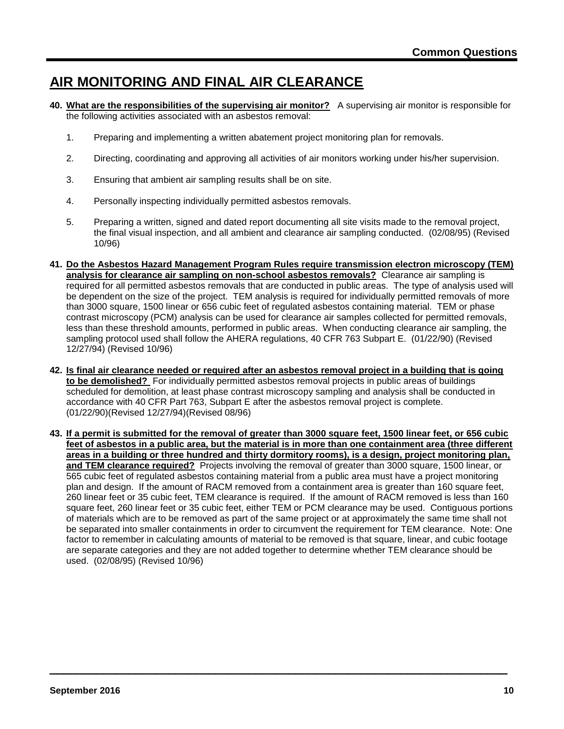## AIR MONITORING AND FINAL AIR CLEARANCE

**40. What are the responsibilities of the supervising air monitor?** A supervising air monitor is responsible for the following activities associated with an asbestos removal:

1. Preparing and implementing a written abatement project monitoring plan for removals.
2. Directing, coordinating and approving all activities of air monitors working under his/her supervision.
3. Ensuring that ambient air sampling results shall be on site.
4. Personally inspecting individually permitted asbestos removals.
5. Preparing a written, signed and dated report documenting all site visits made to the removal project, the final visual inspection, and all ambient and clearance air sampling conducted. (02/08/95) (Revised 10/96)

**41. Do the Asbestos Hazard Management Program Rules require transmission electron microscopy (TEM) analysis for clearance air sampling on non-school asbestos removals?** Clearance air sampling is required for all permitted asbestos removals that are conducted in public areas. The type of analysis used will be dependent on the size of the project. TEM analysis is required for individually permitted removals of more than 3000 square, 1500 linear or 656 cubic feet of regulated asbestos containing material. TEM or phase contrast microscopy (PCM) analysis can be used for clearance air samples collected for permitted removals, less than these threshold amounts, performed in public areas. When conducting clearance air sampling, the sampling protocol used shall follow the AHERA regulations, 40 CFR 763 Subpart E. (01/22/90) (Revised 12/27/94) (Revised 10/96)

**42. Is final air clearance needed or required after an asbestos removal project in a building that is going to be demolished?** For individually permitted asbestos removal projects in public areas of buildings scheduled for demolition, at least phase contrast microscopy sampling and analysis shall be conducted in accordance with 40 CFR Part 763, Subpart E after the asbestos removal project is complete. (01/22/90)(Revised 12/27/94)(Revised 08/96)

**43. If a permit is submitted for the removal of greater than 3000 square feet, 1500 linear feet, or 656 cubic feet of asbestos in a public area, but the material is in more than one containment area (three different areas in a building or three hundred and thirty dormitory rooms), is a design, project monitoring plan, and TEM clearance required?** Projects involving the removal of greater than 3000 square, 1500 linear, or 565 cubic feet of regulated asbestos containing material from a public area must have a project monitoring plan and design. If the amount of RACM removed from a containment area is greater than 160 square feet, 260 linear feet or 35 cubic feet, TEM clearance is required. If the amount of RACM removed is less than 160 square feet, 260 linear feet or 35 cubic feet, either TEM or PCM clearance may be used. Contiguous portions of materials which are to be removed as part of the same project or at approximately the same time shall not be separated into smaller containments in order to circumvent the requirement for TEM clearance. Note: One factor to remember in calculating amounts of material to be removed is that square, linear, and cubic footage are separate categories and they are not added together to determine whether TEM clearance should be used. (02/08/95) (Revised 10/96)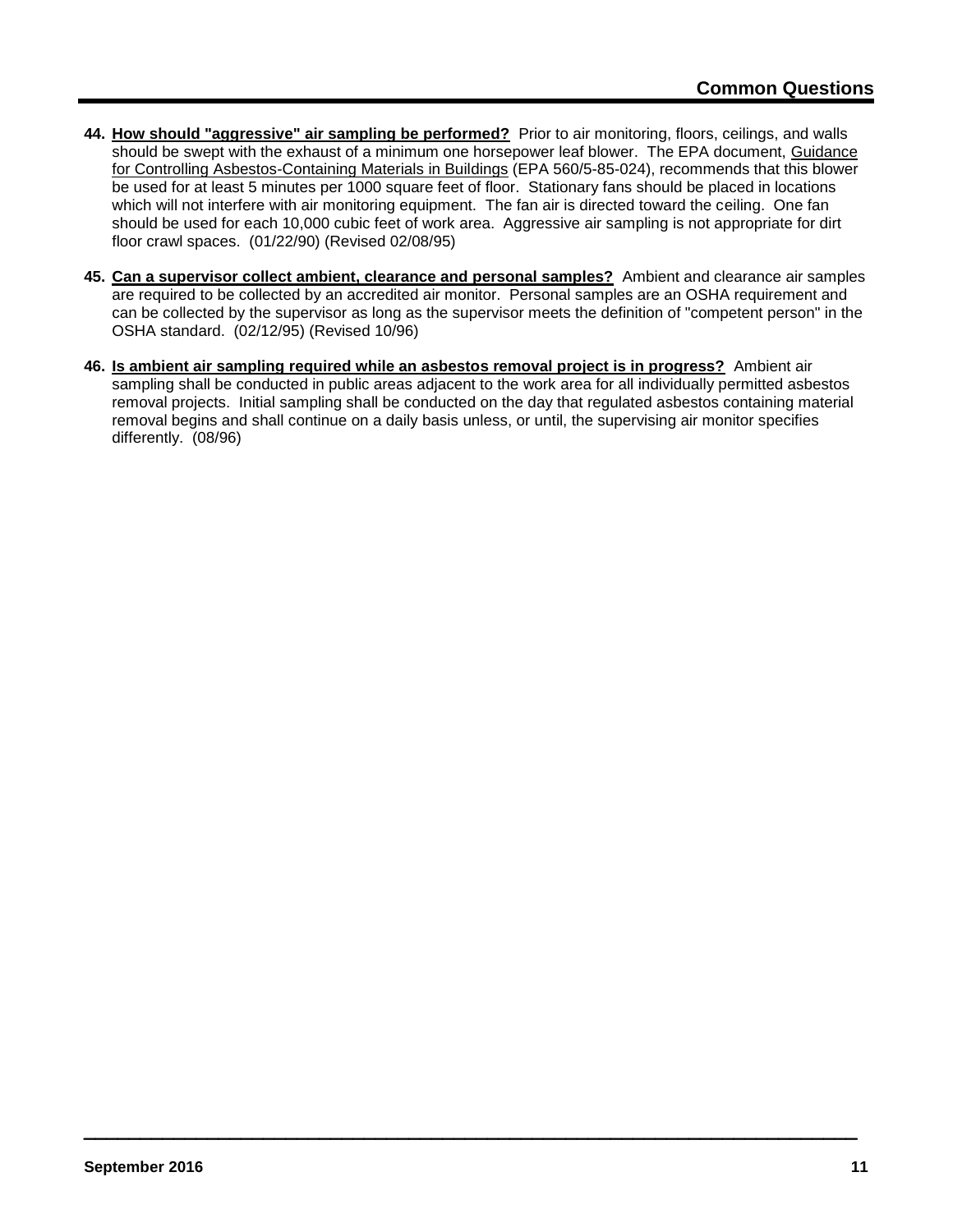44. **How should "aggressive" air sampling be performed?** Prior to air monitoring, floors, ceilings, and walls should be swept with the exhaust of a minimum one horsepower leaf blower. The EPA document, Guidance for Controlling Asbestos-Containing Materials in Buildings (EPA 560/5-85-024), recommends that this blower be used for at least 5 minutes per 1000 square feet of floor. Stationary fans should be placed in locations which will not interfere with air monitoring equipment. The fan air is directed toward the ceiling. One fan should be used for each 10,000 cubic feet of work area. Aggressive air sampling is not appropriate for dirt floor crawl spaces. (01/22/90) (Revised 02/08/95)

45. **Can a supervisor collect ambient, clearance and personal samples?** Ambient and clearance air samples are required to be collected by an accredited air monitor. Personal samples are an OSHA requirement and can be collected by the supervisor as long as the supervisor meets the definition of "competent person" in the OSHA standard. (02/12/95) (Revised 10/96)

46. **Is ambient air sampling required while an asbestos removal project is in progress?** Ambient air sampling shall be conducted in public areas adjacent to the work area for all individually permitted asbestos removal projects. Initial sampling shall be conducted on the day that regulated asbestos containing material removal begins and shall continue on a daily basis unless, or until, the supervising air monitor specifies differently. (08/96)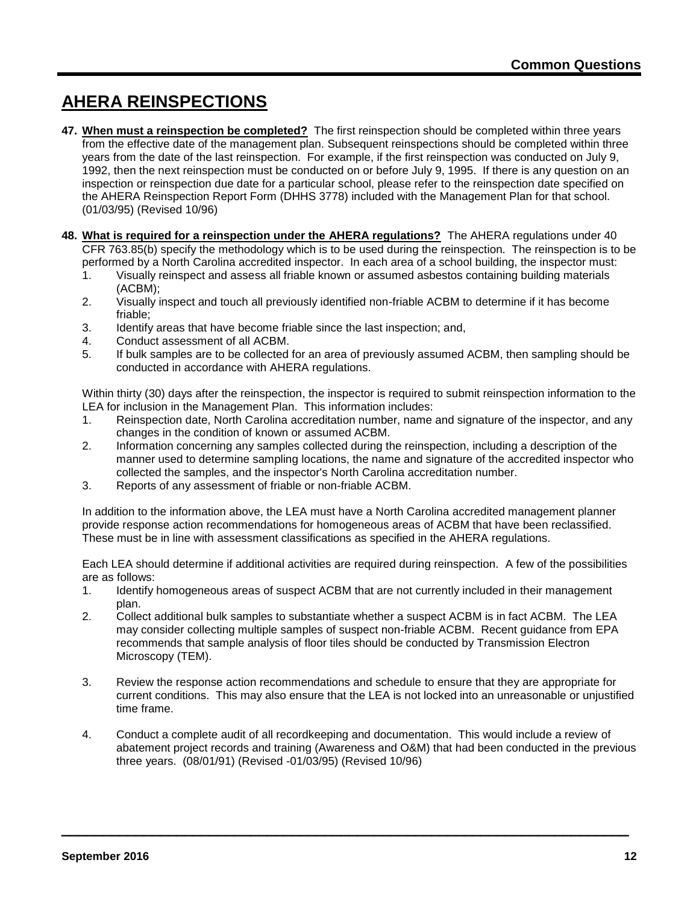# AHERA REINSPECTIONS

**47. When must a reinspection be completed?** The first reinspection should be completed within three years from the effective date of the management plan. Subsequent reinspections should be completed within three years from the date of the last reinspection. For example, if the first reinspection was conducted on July 9, 1992, then the next reinspection must be conducted on or before July 9, 1995. If there is any question on an inspection or reinspection due date for a particular school, please refer to the reinspection date specified on the AHERA Reinspection Report Form (DHHS 3778) included with the Management Plan for that school. (01/03/95) (Revised 10/96)

**48. What is required for a reinspection under the AHERA regulations?** The AHERA regulations under 40 CFR 763.85(b) specify the methodology which is to be used during the reinspection. The reinspection is to be performed by a North Carolina accredited inspector. In each area of a school building, the inspector must:

1. Visually reinspect and assess all friable known or assumed asbestos containing building materials (ACBM);
2. Visually inspect and touch all previously identified non-friable ACBM to determine if it has become friable;
3. Identify areas that have become friable since the last inspection; and,
4. Conduct assessment of all ACBM.
5. If bulk samples are to be collected for an area of previously assumed ACBM, then sampling should be conducted in accordance with AHERA regulations.

Within thirty (30) days after the reinspection, the inspector is required to submit reinspection information to the LEA for inclusion in the Management Plan. This information includes:

1. Reinspection date, North Carolina accreditation number, name and signature of the inspector, and any changes in the condition of known or assumed ACBM.
2. Information concerning any samples collected during the reinspection, including a description of the manner used to determine sampling locations, the name and signature of the accredited inspector who collected the samples, and the inspector's North Carolina accreditation number.
3. Reports of any assessment of friable or non-friable ACBM.

In addition to the information above, the LEA must have a North Carolina accredited management planner provide response action recommendations for homogeneous areas of ACBM that have been reclassified. These must be in line with assessment classifications as specified in the AHERA regulations.

Each LEA should determine if additional activities are required during reinspection. A few of the possibilities are as follows:

1. Identify homogeneous areas of suspect ACBM that are not currently included in their management plan.
2. Collect additional bulk samples to substantiate whether a suspect ACBM is in fact ACBM. The LEA may consider collecting multiple samples of suspect non-friable ACBM. Recent guidance from EPA recommends that sample analysis of floor tiles should be conducted by Transmission Electron Microscopy (TEM).
3. Review the response action recommendations and schedule to ensure that they are appropriate for current conditions. This may also ensure that the LEA is not locked into an unreasonable or unjustified time frame.
4. Conduct a complete audit of all recordkeeping and documentation. This would include a review of abatement project records and training (Awareness and O&M) that had been conducted in the previous three years. (08/01/91) (Revised -01/03/95) (Revised 10/96)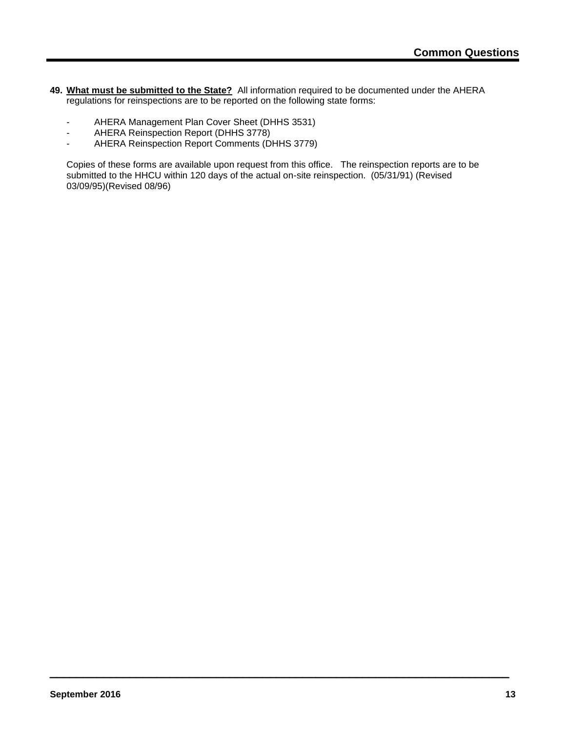**49. <u>What must be submitted to the State?</u>** All information required to be documented under the AHERA regulations for reinspections are to be reported on the following state forms:

- AHERA Management Plan Cover Sheet (DHHS 3531)
- AHERA Reinspection Report (DHHS 3778)
- AHERA Reinspection Report Comments (DHHS 3779)

Copies of these forms are available upon request from this office. The reinspection reports are to be submitted to the HHCU within 120 days of the actual on-site reinspection. (05/31/91) (Revised 03/09/95)(Revised 08/96)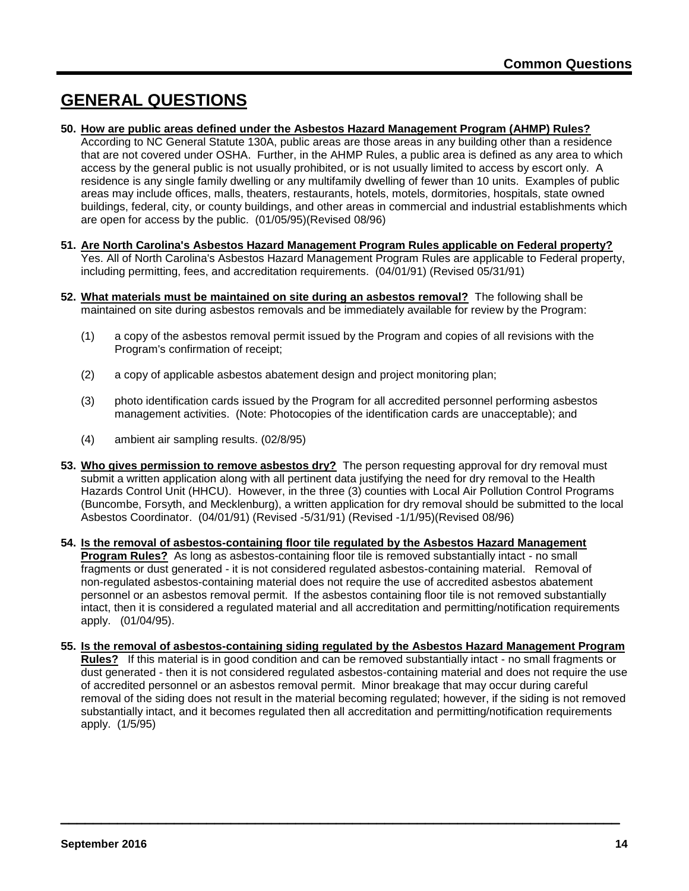# GENERAL QUESTIONS

**50. How are public areas defined under the Asbestos Hazard Management Program (AHMP) Rules?**
According to NC General Statute 130A, public areas are those areas in any building other than a residence that are not covered under OSHA. Further, in the AHMP Rules, a public area is defined as any area to which access by the general public is not usually prohibited, or is not usually limited to access by escort only. A residence is any single family dwelling or any multifamily dwelling of fewer than 10 units. Examples of public areas may include offices, malls, theaters, restaurants, hotels, motels, dormitories, hospitals, state owned buildings, federal, city, or county buildings, and other areas in commercial and industrial establishments which are open for access by the public. (01/05/95)(Revised 08/96)

**51. Are North Carolina's Asbestos Hazard Management Program Rules applicable on Federal property?**
Yes. All of North Carolina's Asbestos Hazard Management Program Rules are applicable to Federal property, including permitting, fees, and accreditation requirements. (04/01/91) (Revised 05/31/91)

**52. What materials must be maintained on site during an asbestos removal?** The following shall be maintained on site during asbestos removals and be immediately available for review by the Program:

(1) a copy of the asbestos removal permit issued by the Program and copies of all revisions with the Program's confirmation of receipt;

(2) a copy of applicable asbestos abatement design and project monitoring plan;

(3) photo identification cards issued by the Program for all accredited personnel performing asbestos management activities. (Note: Photocopies of the identification cards are unacceptable); and

(4) ambient air sampling results. (02/8/95)

**53. Who gives permission to remove asbestos dry?** The person requesting approval for dry removal must submit a written application along with all pertinent data justifying the need for dry removal to the Health Hazards Control Unit (HHCU). However, in the three (3) counties with Local Air Pollution Control Programs (Buncombe, Forsyth, and Mecklenburg), a written application for dry removal should be submitted to the local Asbestos Coordinator. (04/01/91) (Revised -5/31/91) (Revised -1/1/95)(Revised 08/96)

**54. Is the removal of asbestos-containing floor tile regulated by the Asbestos Hazard Management Program Rules?** As long as asbestos-containing floor tile is removed substantially intact - no small fragments or dust generated - it is not considered regulated asbestos-containing material. Removal of non-regulated asbestos-containing material does not require the use of accredited asbestos abatement personnel or an asbestos removal permit. If the asbestos containing floor tile is not removed substantially intact, then it is considered a regulated material and all accreditation and permitting/notification requirements apply. (01/04/95).

**55. Is the removal of asbestos-containing siding regulated by the Asbestos Hazard Management Program Rules?** If this material is in good condition and can be removed substantially intact - no small fragments or dust generated - then it is not considered regulated asbestos-containing material and does not require the use of accredited personnel or an asbestos removal permit. Minor breakage that may occur during careful removal of the siding does not result in the material becoming regulated; however, if the siding is not removed substantially intact, and it becomes regulated then all accreditation and permitting/notification requirements apply. (1/5/95)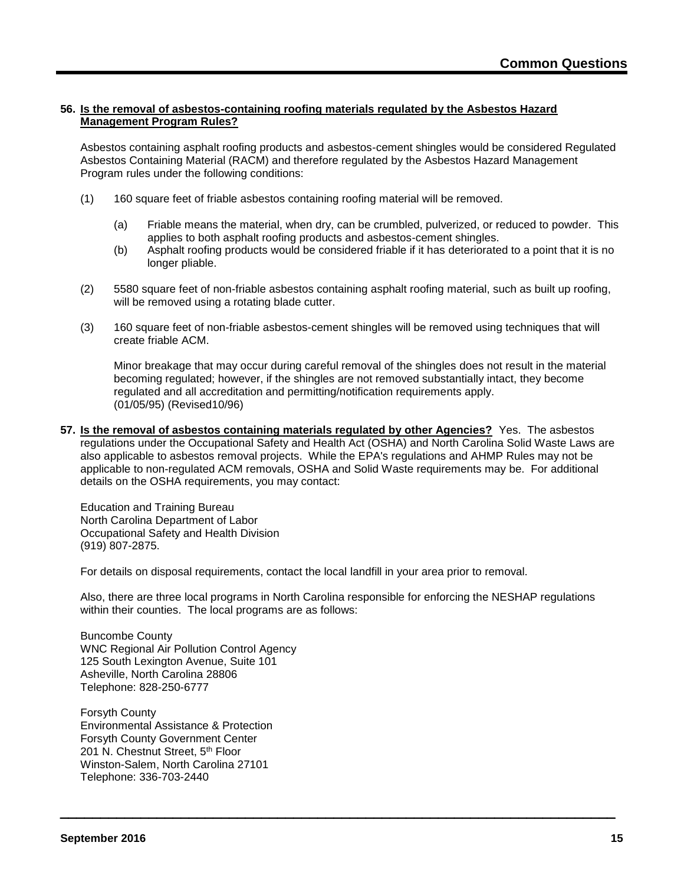**56. Is the removal of asbestos-containing roofing materials regulated by the Asbestos Hazard Management Program Rules?**

Asbestos containing asphalt roofing products and asbestos-cement shingles would be considered Regulated Asbestos Containing Material (RACM) and therefore regulated by the Asbestos Hazard Management Program rules under the following conditions:

(1) 160 square feet of friable asbestos containing roofing material will be removed.

- (a) Friable means the material, when dry, can be crumbled, pulverized, or reduced to powder. This applies to both asphalt roofing products and asbestos-cement shingles.
- (b) Asphalt roofing products would be considered friable if it has deteriorated to a point that it is no longer pliable.

(2) 5580 square feet of non-friable asbestos containing asphalt roofing material, such as built up roofing, will be removed using a rotating blade cutter.

(3) 160 square feet of non-friable asbestos-cement shingles will be removed using techniques that will create friable ACM.

Minor breakage that may occur during careful removal of the shingles does not result in the material becoming regulated; however, if the shingles are not removed substantially intact, they become regulated and all accreditation and permitting/notification requirements apply.
(01/05/95) (Revised10/96)

**57. Is the removal of asbestos containing materials regulated by other Agencies?** Yes. The asbestos regulations under the Occupational Safety and Health Act (OSHA) and North Carolina Solid Waste Laws are also applicable to asbestos removal projects. While the EPA's regulations and AHMP Rules may not be applicable to non-regulated ACM removals, OSHA and Solid Waste requirements may be. For additional details on the OSHA requirements, you may contact:

Education and Training Bureau
North Carolina Department of Labor
Occupational Safety and Health Division
(919) 807-2875.

For details on disposal requirements, contact the local landfill in your area prior to removal.

Also, there are three local programs in North Carolina responsible for enforcing the NESHAP regulations within their counties. The local programs are as follows:

Buncombe County
WNC Regional Air Pollution Control Agency
125 South Lexington Avenue, Suite 101
Asheville, North Carolina 28806
Telephone: 828-250-6777

Forsyth County
Environmental Assistance & Protection
Forsyth County Government Center
201 N. Chestnut Street, 5th Floor
Winston-Salem, North Carolina 27101
Telephone: 336-703-2440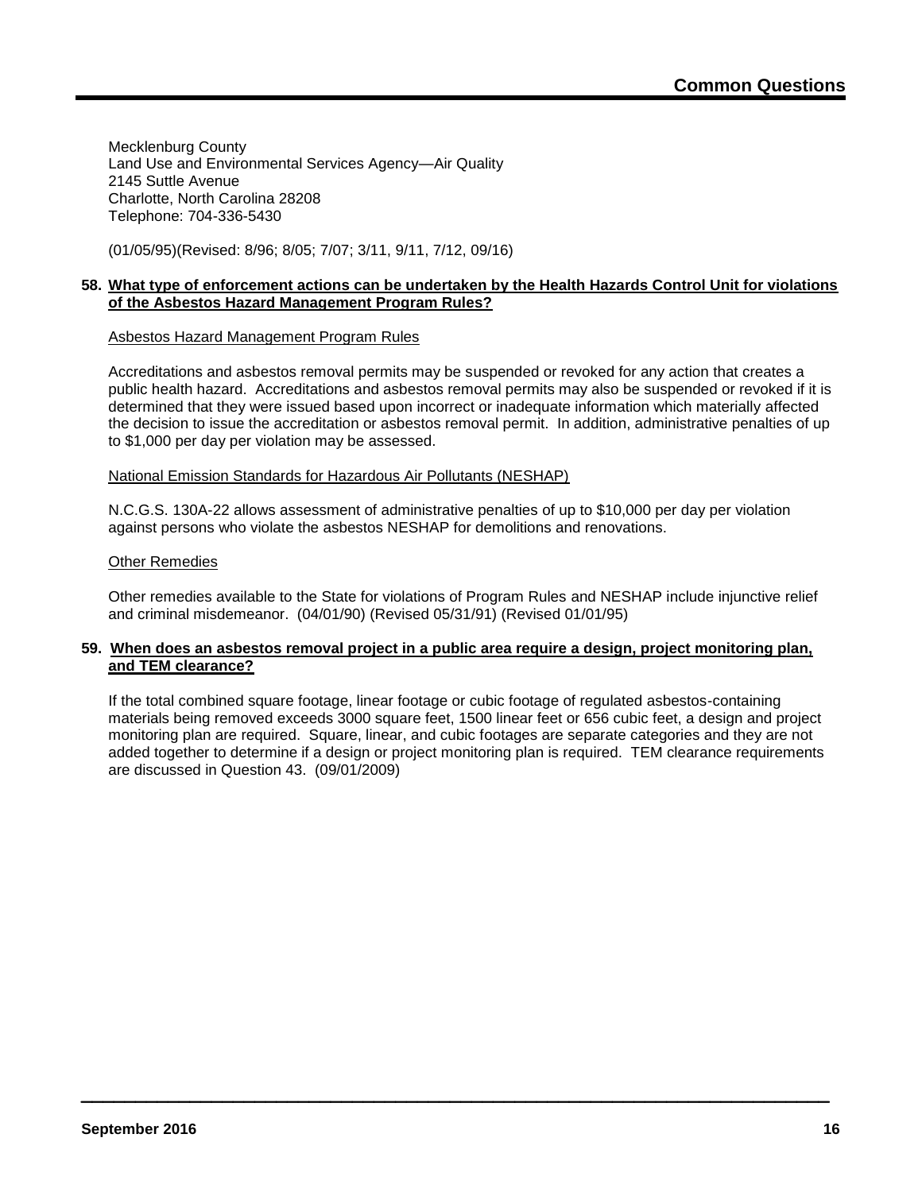Mecklenburg County
Land Use and Environmental Services Agency—Air Quality
2145 Suttle Avenue
Charlotte, North Carolina 28208
Telephone: 704-336-5430

(01/05/95)(Revised: 8/96; 8/05; 7/07; 3/11, 9/11, 7/12, 09/16)

**58. What type of enforcement actions can be undertaken by the Health Hazards Control Unit for violations of the Asbestos Hazard Management Program Rules?**

Asbestos Hazard Management Program Rules

Accreditations and asbestos removal permits may be suspended or revoked for any action that creates a public health hazard. Accreditations and asbestos removal permits may also be suspended or revoked if it is determined that they were issued based upon incorrect or inadequate information which materially affected the decision to issue the accreditation or asbestos removal permit. In addition, administrative penalties of up to $1,000 per day per violation may be assessed.

National Emission Standards for Hazardous Air Pollutants (NESHAP)

N.C.G.S. 130A-22 allows assessment of administrative penalties of up to $10,000 per day per violation against persons who violate the asbestos NESHAP for demolitions and renovations.

Other Remedies

Other remedies available to the State for violations of Program Rules and NESHAP include injunctive relief and criminal misdemeanor. (04/01/90) (Revised 05/31/91) (Revised 01/01/95)

**59. When does an asbestos removal project in a public area require a design, project monitoring plan, and TEM clearance?**

If the total combined square footage, linear footage or cubic footage of regulated asbestos-containing materials being removed exceeds 3000 square feet, 1500 linear feet or 656 cubic feet, a design and project monitoring plan are required. Square, linear, and cubic footages are separate categories and they are not added together to determine if a design or project monitoring plan is required. TEM clearance requirements are discussed in Question 43. (09/01/2009)